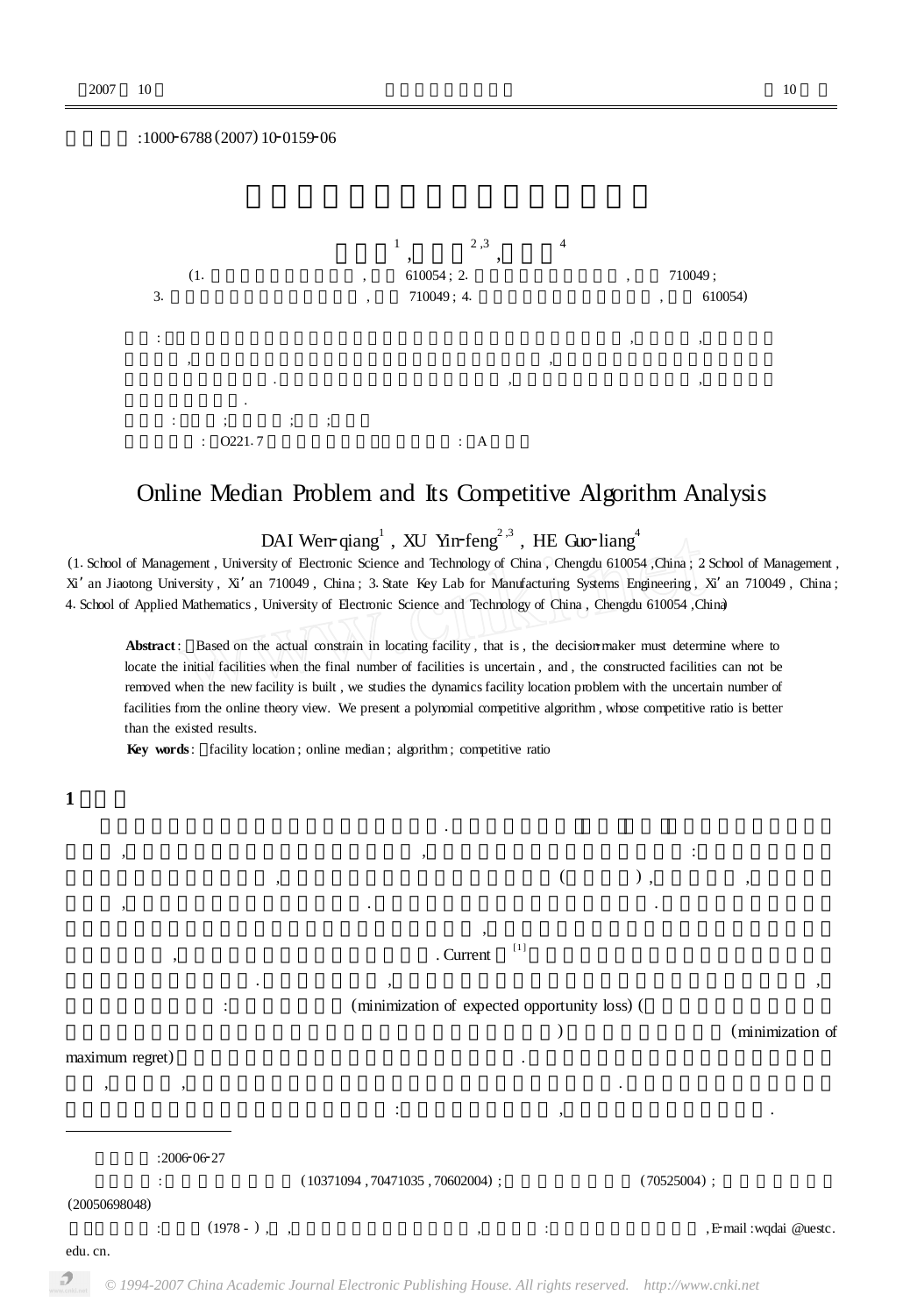:1000-6788(2007)10-0159-06

(1. , 610054; 2. , 710049; 3. , 710049; 4. , 610054)

: O221.7 : A

# Online Median Problem and Its Competitive Algorithm Analysis

DAI Wen-qiang[1], XU Yin-feng[2,3], HE Guo-liang[4]

(1. School of Management, University of Electronic Science and Technology of China, Chengdu 610054, China; 2. School of Management, Xi′an Jiaotong University, Xi′an 710049, China; 3. State Key Lab for Manufacturing Systems Engineering, Xi′an 710049, China; 4. School of Applied Mathematics, University of Electronic Science and Technology of China, Chengdu 610054, China)

**Abstract**: Based on the actual constrain in locating facility, that is, the decision-maker must determine where to locate the initial facilities when the final number of facilities is uncertain, and, the constructed facilities can not be removed when the new facility is built, we studies the dynamics facility location problem with the uncertain number of facilities from the online theory view. We present a polynomial competitive algorithm, whose competitive ratio is better than the existed results.

**Key words**: facility location; online median; algorithm; competitive ratio

## 1

. Current [1] (minimization of expected opportunity loss) ( ) (minimization of maximum regret)

:2006-06-27

(10371094, 70471035, 70602004); (70525004); (20050698048)

(1978 - ), E-mail: wqdai@uestc.edu.cn.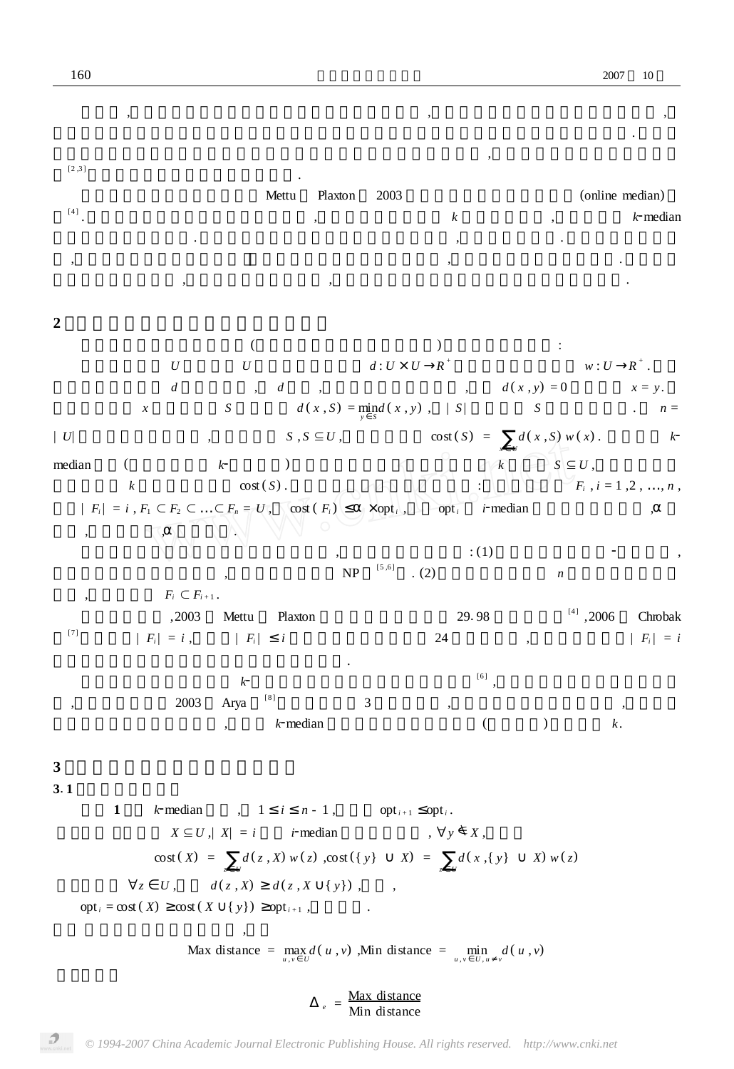， ， ，
.
，
[2,3] .

Mettu Plaxton 2003 (online median)
[4]. ， $k$ ， $k$-median
. ， .
， ， .
， ， .

## 2

( ) :

$U$ $U$ $d: U \times U \to R^+$ $w: U \to R^+$.
$d$ ， $d$ ， ， $d(x,y) = 0$ $x = y$.
$x$ $S$ $d(x,S) = \min_{y \in S} d(x,y)$ ， $|S|$ $S$ . $n = |U|$ ， $S$，$S \subseteq U$， $\mathrm{cost}(S) = \sum_{x \in U} d(x,S)\,w(x)$. $k$-median ( $k$- ) $k$ $S \subseteq U$，
$k$ $\mathrm{cost}(S)$. : $F_i$，$i = 1,2,\ldots,n$，
$|F_i| = i$，$F_1 \subset F_2 \subset \ldots \subset F_n = U$， $\mathrm{cost}(F_i) \le \alpha \times \mathrm{opt}_i$， $\mathrm{opt}_i$ $i$-median ，$\alpha$
， ，$\alpha$ .

， : (1) - ，
， NP [5,6]. (2) $n$
， $F_i \subset F_{i+1}$.

，2003 Mettu Plaxton 29.98 [4]，2006 Chrobak
[7] $|F_i| = i$， $|F_i| \le i$ 24 ， $|F_i| = i$
.

$k$- [6]，
， 2003 Arya [8] 3 ， ，
， $k$-median ( ) $k$.

## 3

### 3.1

**1** $k$-median ， $1 \le i \le n-1$， $\mathrm{opt}_{i+1} \le \mathrm{opt}_i$.

$X \subseteq U$，$|X| = i$ $i$-median ，$\forall y \notin X$，

$$\mathrm{cost}(X) = \sum_{z \in U} d(z,X)\,w(z)，\mathrm{cost}(\{y\} \cup X) = \sum_{z \in U} d(x,\{y\} \cup X)\,w(z)$$

$\forall z \in U$， $d(z,X) \ge d(z, X \cup \{y\})$， ，
$\mathrm{opt}_i = \mathrm{cost}(X) \ge \mathrm{cost}(X \cup \{y\}) \ge \mathrm{opt}_{i+1}$， .

，

$$\text{Max distance} = \max_{u,v \in U} d(u,v)，\text{Min distance} = \min_{u,v \in U, u \ne v} d(u,v)$$

$$\Delta_e = \frac{\text{Max distance}}{\text{Min distance}}$$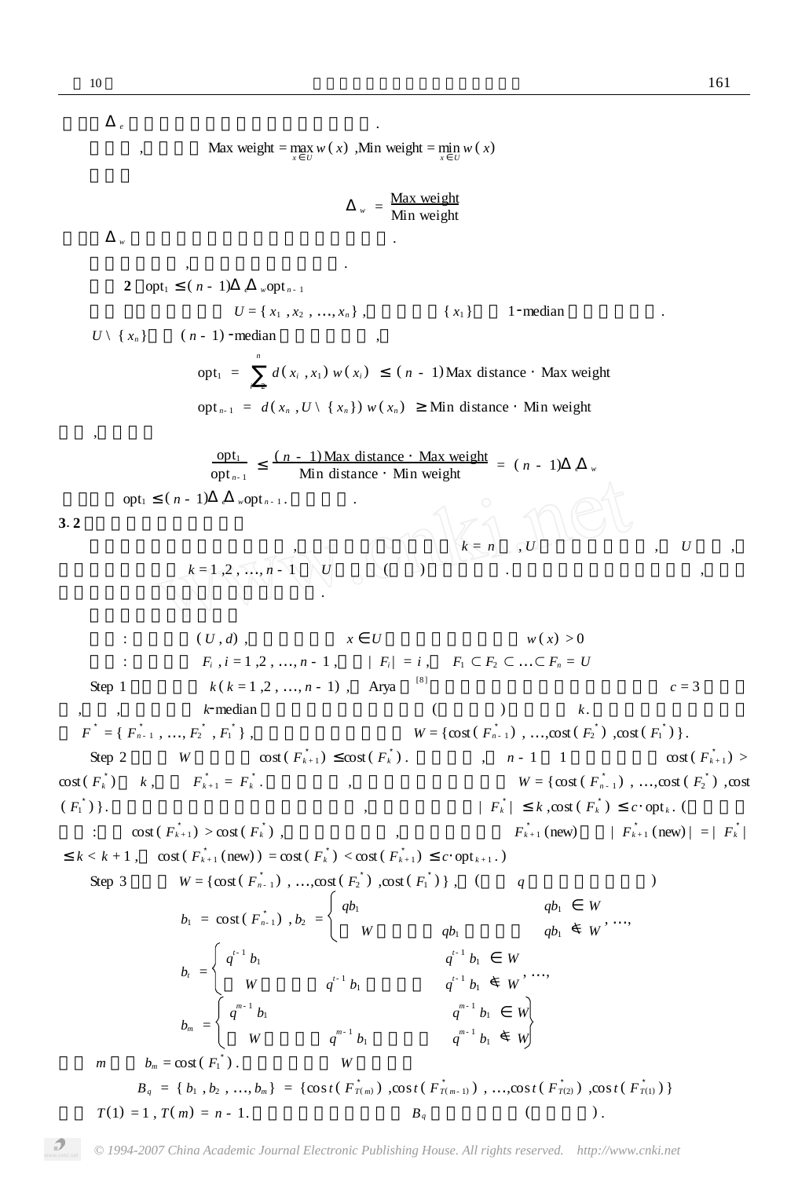$\Delta_e$ .

, Max weight $= \max\limits_{x \in U} w(x)$ ,Min weight $= \min\limits_{x \in U} w(x)$

$$\Delta_w = \frac{\text{Max weight}}{\text{Min weight}}$$

$\Delta_w$ .

, .

**2** $\text{opt}_1 \leq (n-1)\Delta_e \Delta_w \text{opt}_{n-1}$

$U = \{x_1, x_2, \ldots, x_n\}$ , $\{x_1\}$ 1-median .

$U \setminus \{x_n\}$ $(n-1)$-median ,

$$\text{opt}_1 = \sum_{i=2}^{n} d(x_i, x_1) w(x_i) \leq (n-1)\,\text{Max distance} \cdot \text{Max weight}$$

$$\text{opt}_{n-1} = d(x_n, U \setminus \{x_n\}) w(x_n) \geq \text{Min distance} \cdot \text{Min weight}$$

,

$$\frac{\text{opt}_1}{\text{opt}_{n-1}} \leq \frac{(n-1)\,\text{Max distance} \cdot \text{Max weight}}{\text{Min distance} \cdot \text{Min weight}} = (n-1)\Delta_e \Delta_w$$

$\text{opt}_1 \leq (n-1)\Delta_e \Delta_w \text{opt}_{n-1}$. .

**3.2**

, $k = n$ , $U$ , $U$ ,

$k = 1, 2, \ldots, n-1$ $U$ ( ) . ,

.

: $(U, d)$ , $x \in U$ $w(x) > 0$

: $F_i$ , $i = 1, 2, \ldots, n-1$ , $|F_i| = i$ , $F_1 \subset F_2 \subset \ldots \subset F_n = U$

Step 1 $k$ $(k = 1, 2, \ldots, n-1)$ , Arya [8] $c = 3$

, , , $k$-median ( ) $k$.

$F^* = \{F^*_{n-1}, \ldots, F^*_2, F^*_1\}$ , $W = \{\text{cost}(F^*_{n-1}), \ldots, \text{cost}(F^*_2), \text{cost}(F^*_1)\}$.

Step 2 $W$ $\text{cost}(F^*_{k+1}) \leq \text{cost}(F^*_k)$. , $n-1$ 1 $\text{cost}(F^*_{k+1}) >$ $\text{cost}(F^*_k)$ $k$, $F^*_{k+1} = F^*_k$. , $W = \{\text{cost}(F^*_{n-1}), \ldots, \text{cost}(F^*_2), \text{cost}(F^*_1)\}$. , $|F^*_k| \leq k$ , $\text{cost}(F^*_k) \leq c \cdot \text{opt}_k$. (

: $\text{cost}(F^*_{k+1}) > \text{cost}(F^*_k)$ , , $F^*_{k+1}(\text{new})$ $|F^*_{k+1}(\text{new})| = |F^*_k| \leq k < k+1$, $\text{cost}(F^*_{k+1}(\text{new})) = \text{cost}(F^*_k) < \text{cost}(F^*_{k+1}) \leq c \cdot \text{opt}_{k+1}$.)

Step 3 $W = \{\text{cost}(F^*_{n-1}), \ldots, \text{cost}(F^*_2), \text{cost}(F^*_1)\}$ , ( $q$ )

$$b_1 = \text{cost}(F^*_{n-1}),\ b_2 = \begin{cases} qb_1 & qb_1 \in W \\ W \quad qb_1 & qb_1 \notin W \end{cases}, \ldots,$$

$$b_t = \begin{cases} q^{t-1} b_1 & q^{t-1} b_1 \in W \\ W \quad q^{t-1} b_1 & q^{t-1} b_1 \notin W \end{cases}, \ldots,$$

$$b_m = \begin{cases} q^{m-1} b_1 & q^{m-1} b_1 \in W \\ W \quad q^{m-1} b_1 & q^{m-1} b_1 \notin W \end{cases}$$

$m$ $b_m = \text{cost}(F^*_1)$. $W$

$$B_q = \{b_1, b_2, \ldots, b_m\} = \{\text{cost}(F^*_{T(m)}), \text{cost}(F^*_{T(m-1)}), \ldots, \text{cost}(F^*_{T(2)}), \text{cost}(F^*_{T(1)})\}$$

$T(1) = 1$ , $T(m) = n-1$. $B_q$ ( ) .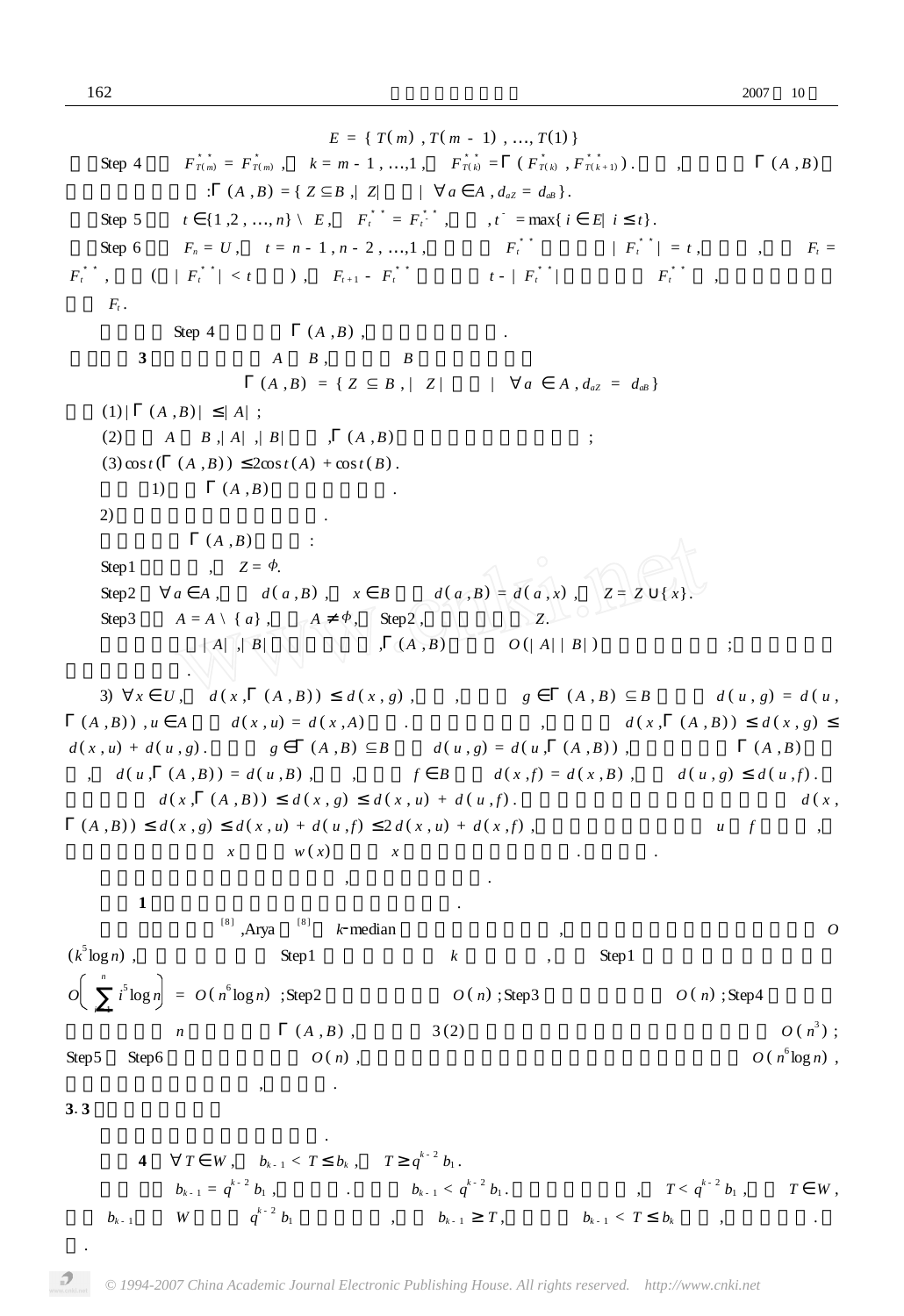$$E = \{ T(m), T(m-1), \ldots, T(1) \}$$

Step 4 $F^{**}_{T(m)} = F^{*}_{T(m)}$, $k = m-1, \ldots, 1$, $F^{**}_{T(k)} = \Gamma(F^{*}_{T(k)}, F^{**}_{T(k+1)})$. , $\Gamma(A,B)$

:$\Gamma(A,B) = \{ Z \subseteq B, |Z| \quad | \ \forall a \in A, d_{aZ} = d_{aB} \}$.

Step 5 $t \in \{1, 2, \ldots, n\} \setminus E$, $F^{**}_{t} = F^{**}_{t^-}$, $t^- = \max\{ i \in E | i \le t \}$.

Step 6 $F_n = U$, $t = n-1, n-2, \ldots, 1$, $F^{**}_{t}$ $|F^{**}_{t}| = t$, , $F_t = F^{**}_{t}$, ( $|F^{**}_{t}| < t$ ), $F_{t+1} - F^{**}_{t}$ $t - |F^{**}_{t}|$ $F^{**}_{t}$ , $F_t$.

Step 4 $\Gamma(A,B)$, .

**3** $A$ $B$, $B$

$$\Gamma(A,B) = \{ Z \subseteq B, |Z| \quad | \ \forall a \in A, d_{aZ} = d_{aB} \}$$

(1) $|\Gamma(A,B)| \le |A|$;

(2) $A$ $B$, $|A|$, $|B|$ , $\Gamma(A,B)$ ;

(3) $\cos t(\Gamma(A,B)) \le 2\cos t(A) + \cos t(B)$.

1) $\Gamma(A,B)$ .

2) .

$\Gamma(A,B)$ :

Step1 , $Z = \phi$.

Step2 $\forall a \in A$, $d(a,B)$, $x \in B$ $d(a,B) = d(a,x)$, $Z = Z \cup \{x\}$.

Step3 $A = A \setminus \{a\}$, $A \ne \phi$, Step2, $Z$.

$|A|$, $|B|$ , $\Gamma(A,B)$ $O(|A||B|)$ ;

.

3) $\forall x \in U$, $d(x, \Gamma(A,B)) \le d(x,g)$, , $g \in \Gamma(A,B) \subseteq B$ $d(u,g) = d(u, \Gamma(A,B))$, $u \in A$ $d(x,u) = d(x,A)$ . , $d(x, \Gamma(A,B)) \le d(x,g) \le d(x,u) + d(u,g)$. $g \in \Gamma(A,B) \subseteq B$ $d(u,g) = d(u, \Gamma(A,B))$, $\Gamma(A,B)$ , $d(u, \Gamma(A,B)) = d(u,B)$, , $f \in B$ $d(x,f) = d(x,B)$, $d(u,g) \le d(u,f)$.

$d(x, \Gamma(A,B)) \le d(x,g) \le d(x,u) + d(u,f)$. $d(x, \Gamma(A,B)) \le d(x,g) \le d(x,u) + d(u,f) \le 2d(x,u) + d(x,f)$, $u$ $f$ , $x$ $w(x)$ $x$ . .

, .

**1** .

[8], Arya [8] k-median , $O(k^5 \log n)$, Step1 $k$ , Step1 $O\left( \sum_{i}^{n} i^5 \log n \right) = O(n^6 \log n)$; Step2 $O(n)$; Step3 $O(n)$; Step4 $n$ $\Gamma(A,B)$, 3(2) $O(n^3)$; Step5 Step6 $O(n)$, $O(n^6 \log n)$, , .

**3.3**

.

**4** $\forall T \in W$, $b_{k-1} < T \le b_k$, $T \ge q^{k-2} b_1$.

$b_{k-1} = q^{k-2} b_1$, . $b_{k-1} < q^{k-2} b_1$. , $T < q^{k-2} b_1$, $T \in W$, $b_{k-1}$ $W$ $q^{k-2} b_1$ , $b_{k-1} \ge T$, $b_{k-1} < T \le b_k$ , .

.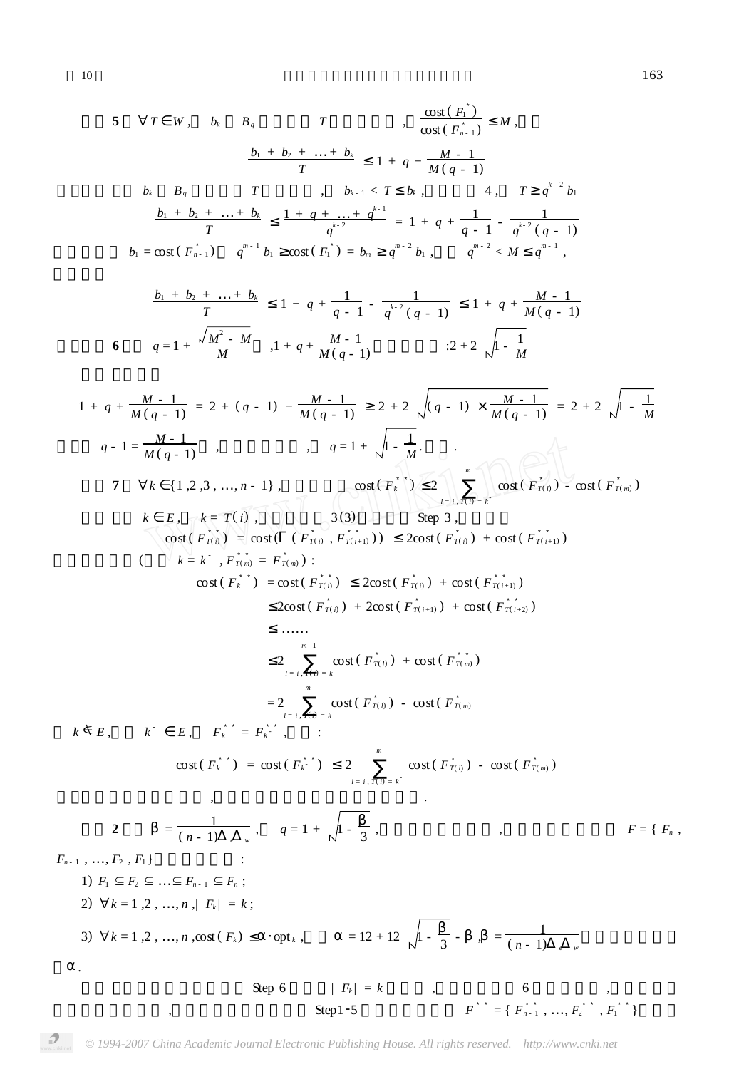**5** $\forall T \in W$, $b_k$ $B_q$ $T$ , $\frac{\text{cost}(F_1^*)}{\text{cost}(F_{n-1}^*)} \leq M$,

$$\frac{b_1 + b_2 + \dots + b_k}{T} \leq 1 + q + \frac{M-1}{M(q-1)}$$

$b_k$ $B_q$ $T$ , $b_{k-1} < T \leq b_k$, 4, $T \geq q^{k-2} b_1$

$$\frac{b_1 + b_2 + \dots + b_k}{T} \leq \frac{1 + q + \dots + q^{k-1}}{q^{k-2}} = 1 + q + \frac{1}{q-1} - \frac{1}{q^{k-2}(q-1)}$$

$b_1 = \text{cost}(F_{n-1}^*)$ $q^{m-1} b_1 \geq \text{cost}(F_1^*) = b_m \geq q^{m-2} b_1$, $q^{m-2} < M \leq q^{m-1}$,

$$\frac{b_1 + b_2 + \dots + b_k}{T} \leq 1 + q + \frac{1}{q-1} - \frac{1}{q^{k-2}(q-1)} \leq 1 + q + \frac{M-1}{M(q-1)}$$

**6** $q = 1 + \frac{\sqrt{M^2 - M}}{M}$ , $1 + q + \frac{M-1}{M(q-1)}$ : $2 + 2\sqrt{1 - \frac{1}{M}}$

$$1 + q + \frac{M-1}{M(q-1)} = 2 + (q-1) + \frac{M-1}{M(q-1)} \geq 2 + 2\sqrt{(q-1) \times \frac{M-1}{M(q-1)}} = 2 + 2\sqrt{1 - \frac{1}{M}}$$

$q - 1 = \frac{M-1}{M(q-1)}$ , , $q = 1 + \sqrt{1 - \frac{1}{M}}$. .

**7** $\forall k \in \{1, 2, 3, \dots, n-1\}$, $\text{cost}(F_k^{**}) \leq 2 \sum_{l=i, T(l)=k^-}^{m} \text{cost}(F_{T(l)}^*) - \text{cost}(F_{T(m)}^*)$

$k \in E$, $k = T(i)$, 3(3) Step 3,

$$\text{cost}(F_{T(i)}^{**}) = \text{cost}(\Gamma(F_{T(i)}^*, F_{T(i+1)}^{**})) \leq 2\text{cost}(F_{T(i)}^*) + \text{cost}(F_{T(i+1)}^{**})$$

( $k = k^-$, $F_{T(m)}^{**} = F_{T(m)}^*$):

$$\begin{aligned}
\text{cost}(F_k^{**}) &= \text{cost}(F_{T(i)}^{**}) \leq 2\text{cost}(F_{T(i)}^*) + \text{cost}(F_{T(i+1)}^{**}) \\
&\leq 2\text{cost}(F_{T(i)}^*) + 2\text{cost}(F_{T(i+1)}^*) + \text{cost}(F_{T(i+2)}^{**}) \\
&\leq \dots\dots \\
&\leq 2 \sum_{l=i, T(l)=k}^{m-1} \text{cost}(F_{T(l)}^*) + \text{cost}(F_{T(m)}^{**}) \\
&= 2 \sum_{l=i, T(l)=k}^{m} \text{cost}(F_{T(l)}^*) - \text{cost}(F_{T(m)}^*)
\end{aligned}$$

$k \notin E$, $k^- \in E$, $F_k^{**} = F_{k^-}^{**}$, :

$$\text{cost}(F_k^{**}) = \text{cost}(F_{k^-}^{**}) \leq 2 \sum_{l=i, T(l)=k^-}^{m} \text{cost}(F_{T(l)}^*) - \text{cost}(F_{T(m)}^*)$$

, .

**2** $\beta = \frac{1}{(n-1)\Delta_e \Delta_w}$, $q = 1 + \sqrt{1 - \frac{\beta}{3}}$, , $F = \{F_n, F_{n-1}, \dots, F_2, F_1\}$ :

1) $F_1 \subseteq F_2 \subseteq \dots \subseteq F_{n-1} \subseteq F_n$;

2) $\forall k = 1, 2, \dots, n$, $|F_k| = k$;

3) $\forall k = 1, 2, \dots, n$, $\text{cost}(F_k) \leq \alpha \cdot \text{opt}_k$, $\alpha = 12 + 12\sqrt{1 - \frac{\beta}{3}} - \beta$, $\beta = \frac{1}{(n-1)\Delta_e \Delta_w}$

$\alpha$.

Step 6 $|F_k| = k$ , 6 , , Step1-5 $F^{**} = \{F_{n-1}^{**}, \dots, F_2^{**}, F_1^{**}\}$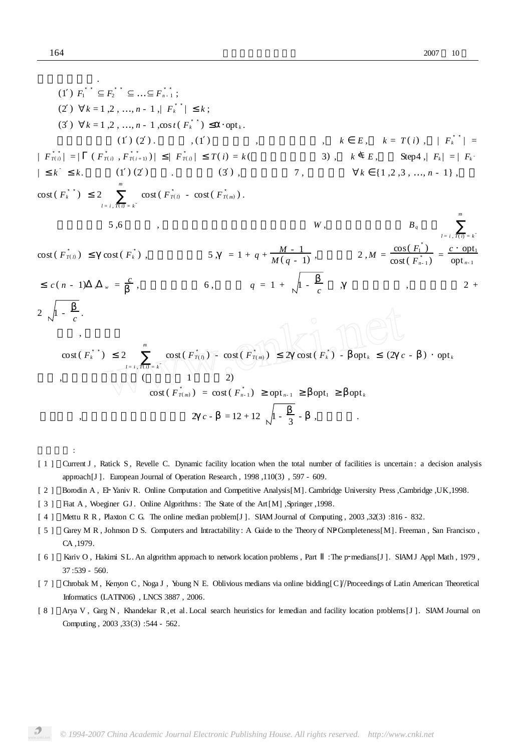.

(1′) $F_1^{**} \subseteq F_2^{**} \subseteq \ldots \subseteq F_{n-1}^{**}$;

(2′) $\forall k = 1, 2, \ldots, n-1, |F_k^{**}| \leq k$;

(3′) $\forall k = 1, 2, \ldots, n-1, \mathrm{cost}(F_k^{**}) \leq \alpha \cdot \mathrm{opt}_k$.

(1′)(2′). , (1′) , , $k \in E$, $k = T(i)$, $|F_k^{**}| = |F_{T(i)}^{**}| = |\Gamma(F_{T(i)}^{*}, F_{T(i+1)}^{**})| \leq |F_{T(i)}^{*}| \leq T(i) = k$( 3), $k \notin E$, Step4, $|F_k| = |F_{k^-}| \leq k^- \leq k$. (1′)(2′) . (3′), 7, $\forall k \in \{1, 2, 3, \ldots, n-1\}$,

$\mathrm{cost}(F_k^{**}) \leq 2 \sum_{l=i, T(i)=k^-}^{m} \mathrm{cost}(F_{T(l)}^{*} - \mathrm{cost}(F_{T(m)}^{*})$.

5,6 , $W$, $B_q$ $\sum_{l=i, T(i)=k^-}^{m} \mathrm{cost}(F_{T(l)}^{*}) \leq \gamma\, \mathrm{cost}(F_k^{*})$, 5, $\gamma = 1 + q + \frac{M-1}{M(q-1)}$, 2, $M = \frac{\cos(F_1^{*})}{\mathrm{cost}(F_{n-1}^{*})} = \frac{c \cdot \mathrm{opt}_1}{\mathrm{opt}_{n-1}} \leq c(n-1)\Delta_c \Delta_w = \frac{c}{\beta}$, 6, $q = 1 + \sqrt{1 - \frac{\beta}{c}}$, $\gamma$ , $2 + 2\sqrt{1 - \frac{\beta}{c}}$.

,

$$\mathrm{cost}(F_k^{**}) \leq 2 \sum_{l=i, T(i)=k^-}^{m} \mathrm{cost}(F_{T(l)}^{*}) - \mathrm{cost}(F_{T(m)}^{*}) \leq 2\gamma\, \mathrm{cost}(F_k^{*}) - \beta\, \mathrm{opt}_k \leq (2\gamma c - \beta) \cdot \mathrm{opt}_k$$

, ( 1 2)

$$\mathrm{cost}(F_{T(m)}^{*}) = \mathrm{cost}(F_{n-1}^{*}) \geq \mathrm{opt}_{n-1} \geq \beta\, \mathrm{opt}_1 \geq \beta\, \mathrm{opt}_k$$

, $2\gamma c - \beta = 12 + 12\sqrt{1 - \frac{\beta}{3}} - \beta$, .

:

[1] Current J, Ratick S, Revelle C. Dynamic facility location when the total number of facilities is uncertain: a decision analysis approach[J]. European Journal of Operation Research, 1998, 110(3), 597 - 609.

[2] Borodin A, El-Yaniv R. Online Computation and Competitive Analysis[M]. Cambridge University Press, Cambridge, UK, 1998.

[3] Fiat A, Woeginer GJ. Online Algorithms: The State of the Art[M], Springer, 1998.

[4] Mettu R R, Plaxton C G. The online median problem[J]. SIAM Journal of Computing, 2003, 32(3): 816 - 832.

[5] Garey M R, Johnson D S. Computers and Intractability: A Guide to the Theory of NP-Completeness[M]. Freeman, San Francisco, CA, 1979.

[6] Kariv O, Hakimi SL. An algorithm approach to network location problems, Part II: The p-medians[J]. SIAM J Appl Math, 1979, 37: 539 - 560.

[7] Chrobak M, Kenyon C, Noga J, Young N E. Oblivious medians via online bidding[C]//Proceedings of Latin American Theoretical Informatics (LATIN06), LNCS 3887, 2006.

[8] Arya V, Garg N, Khandekar R, et al. Local search heuristics for k-median and facility location problems[J]. SIAM Journal on Computing, 2003, 33(3): 544 - 562.